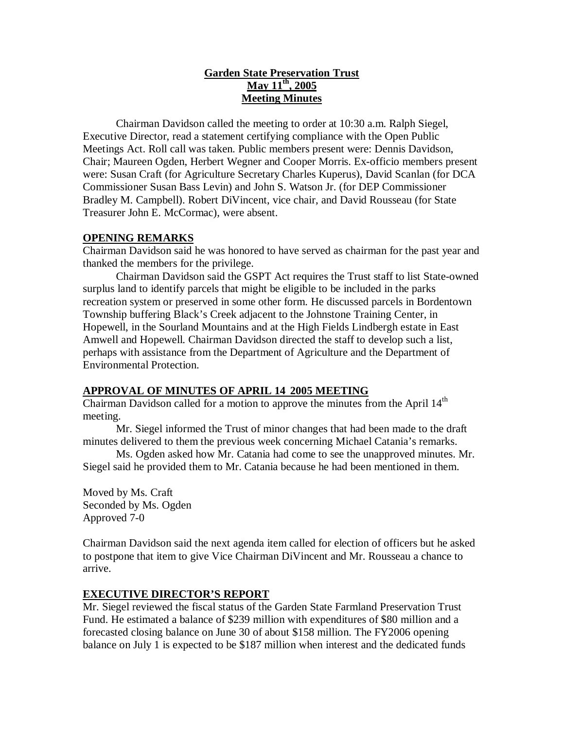# Garden State Preservation Trust
## May 11th, 2005
## Meeting Minutes

Chairman Davidson called the meeting to order at 10:30 a.m. Ralph Siegel, Executive Director, read a statement certifying compliance with the Open Public Meetings Act. Roll call was taken. Public members present were: Dennis Davidson, Chair; Maureen Ogden, Herbert Wegner and Cooper Morris. Ex-officio members present were: Susan Craft (for Agriculture Secretary Charles Kuperus), David Scanlan (for DCA Commissioner Susan Bass Levin) and John S. Watson Jr. (for DEP Commissioner Bradley M. Campbell). Robert DiVincent, vice chair, and David Rousseau (for State Treasurer John E. McCormac), were absent.

**OPENING REMARKS**

Chairman Davidson said he was honored to have served as chairman for the past year and thanked the members for the privilege.

Chairman Davidson said the GSPT Act requires the Trust staff to list State-owned surplus land to identify parcels that might be eligible to be included in the parks recreation system or preserved in some other form. He discussed parcels in Bordentown Township buffering Black's Creek adjacent to the Johnstone Training Center, in Hopewell, in the Sourland Mountains and at the High Fields Lindbergh estate in East Amwell and Hopewell. Chairman Davidson directed the staff to develop such a list, perhaps with assistance from the Department of Agriculture and the Department of Environmental Protection.

**APPROVAL OF MINUTES OF APRIL 14 2005 MEETING**

Chairman Davidson called for a motion to approve the minutes from the April 14th meeting.

Mr. Siegel informed the Trust of minor changes that had been made to the draft minutes delivered to them the previous week concerning Michael Catania's remarks.

Ms. Ogden asked how Mr. Catania had come to see the unapproved minutes. Mr. Siegel said he provided them to Mr. Catania because he had been mentioned in them.

Moved by Ms. Craft
Seconded by Ms. Ogden
Approved 7-0

Chairman Davidson said the next agenda item called for election of officers but he asked to postpone that item to give Vice Chairman DiVincent and Mr. Rousseau a chance to arrive.

**EXECUTIVE DIRECTOR'S REPORT**

Mr. Siegel reviewed the fiscal status of the Garden State Farmland Preservation Trust Fund. He estimated a balance of $239 million with expenditures of $80 million and a forecasted closing balance on June 30 of about $158 million. The FY2006 opening balance on July 1 is expected to be $187 million when interest and the dedicated funds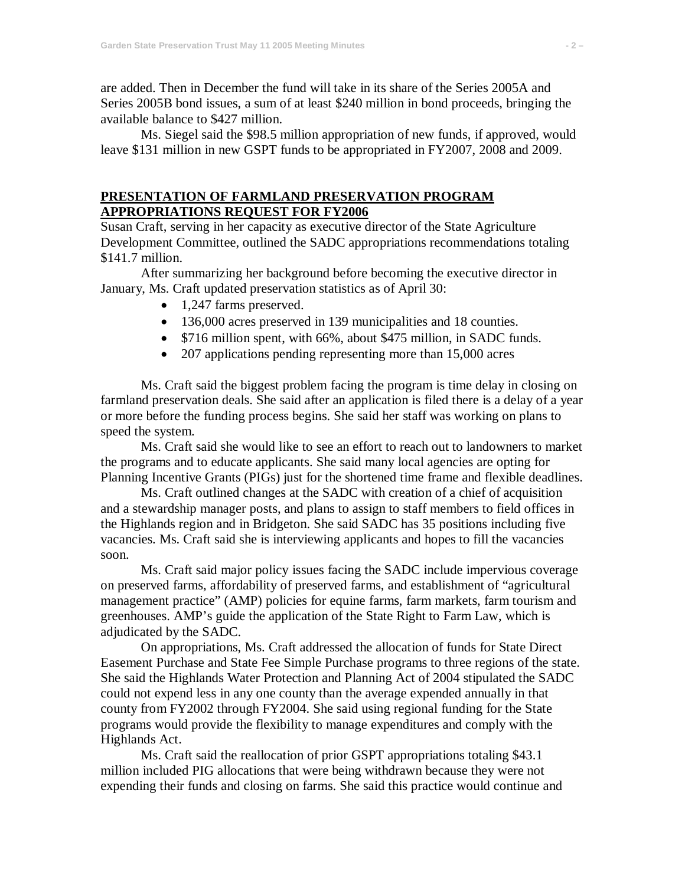are added. Then in December the fund will take in its share of the Series 2005A and Series 2005B bond issues, a sum of at least $240 million in bond proceeds, bringing the available balance to $427 million.

Ms. Siegel said the $98.5 million appropriation of new funds, if approved, would leave $131 million in new GSPT funds to be appropriated in FY2007, 2008 and 2009.

## PRESENTATION OF FARMLAND PRESERVATION PROGRAM APPROPRIATIONS REQUEST FOR FY2006

Susan Craft, serving in her capacity as executive director of the State Agriculture Development Committee, outlined the SADC appropriations recommendations totaling $141.7 million.

After summarizing her background before becoming the executive director in January, Ms. Craft updated preservation statistics as of April 30:

- 1,247 farms preserved.
- 136,000 acres preserved in 139 municipalities and 18 counties.
- $716 million spent, with 66%, about $475 million, in SADC funds.
- 207 applications pending representing more than 15,000 acres

Ms. Craft said the biggest problem facing the program is time delay in closing on farmland preservation deals. She said after an application is filed there is a delay of a year or more before the funding process begins. She said her staff was working on plans to speed the system.

Ms. Craft said she would like to see an effort to reach out to landowners to market the programs and to educate applicants. She said many local agencies are opting for Planning Incentive Grants (PIGs) just for the shortened time frame and flexible deadlines.

Ms. Craft outlined changes at the SADC with creation of a chief of acquisition and a stewardship manager posts, and plans to assign to staff members to field offices in the Highlands region and in Bridgeton. She said SADC has 35 positions including five vacancies. Ms. Craft said she is interviewing applicants and hopes to fill the vacancies soon.

Ms. Craft said major policy issues facing the SADC include impervious coverage on preserved farms, affordability of preserved farms, and establishment of "agricultural management practice" (AMP) policies for equine farms, farm markets, farm tourism and greenhouses. AMP's guide the application of the State Right to Farm Law, which is adjudicated by the SADC.

On appropriations, Ms. Craft addressed the allocation of funds for State Direct Easement Purchase and State Fee Simple Purchase programs to three regions of the state. She said the Highlands Water Protection and Planning Act of 2004 stipulated the SADC could not expend less in any one county than the average expended annually in that county from FY2002 through FY2004. She said using regional funding for the State programs would provide the flexibility to manage expenditures and comply with the Highlands Act.

Ms. Craft said the reallocation of prior GSPT appropriations totaling $43.1 million included PIG allocations that were being withdrawn because they were not expending their funds and closing on farms. She said this practice would continue and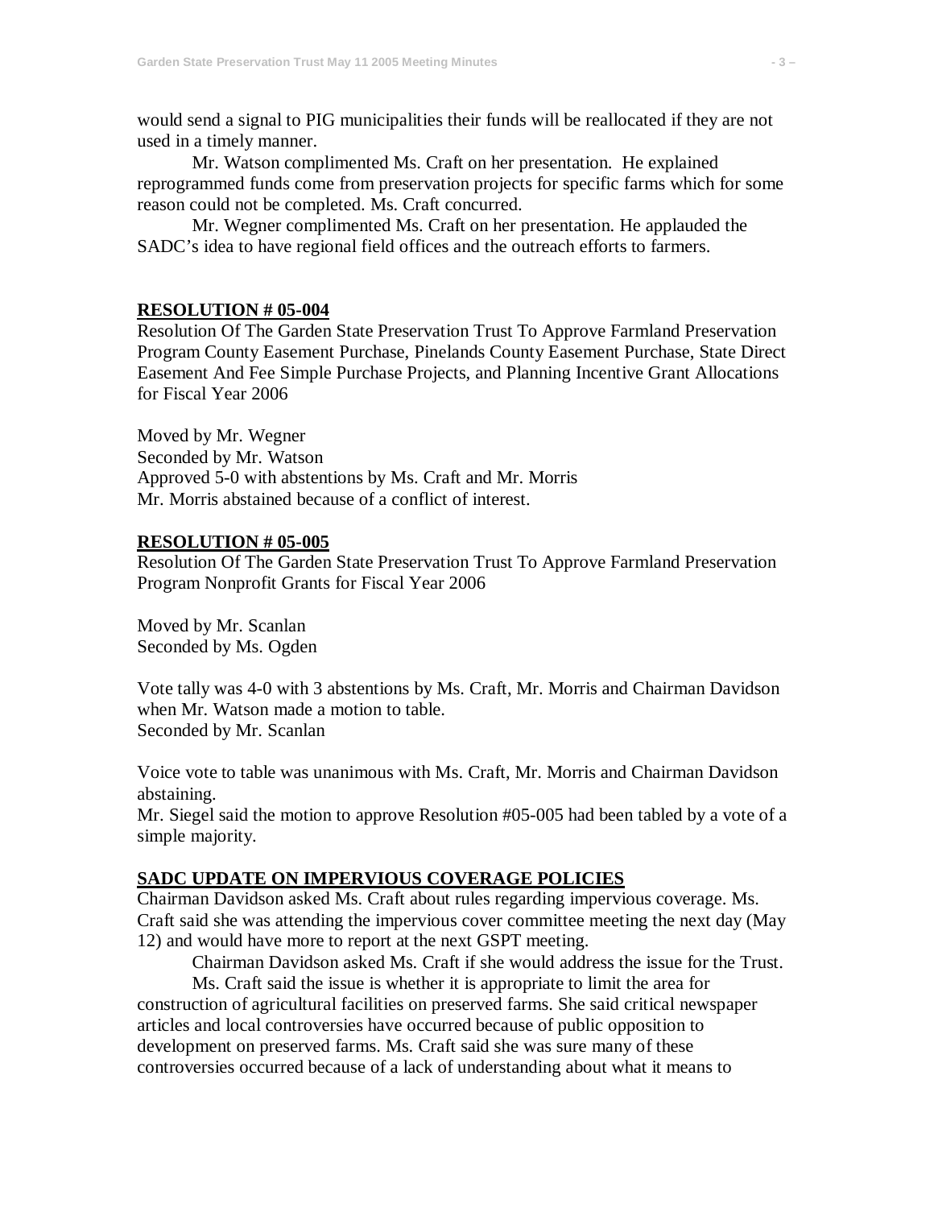would send a signal to PIG municipalities their funds will be reallocated if they are not used in a timely manner.

Mr. Watson complimented Ms. Craft on her presentation. He explained reprogrammed funds come from preservation projects for specific farms which for some reason could not be completed. Ms. Craft concurred.

Mr. Wegner complimented Ms. Craft on her presentation. He applauded the SADC's idea to have regional field offices and the outreach efforts to farmers.

**RESOLUTION # 05-004**

Resolution Of The Garden State Preservation Trust To Approve Farmland Preservation Program County Easement Purchase, Pinelands County Easement Purchase, State Direct Easement And Fee Simple Purchase Projects, and Planning Incentive Grant Allocations for Fiscal Year 2006

Moved by Mr. Wegner
Seconded by Mr. Watson
Approved 5-0 with abstentions by Ms. Craft and Mr. Morris
Mr. Morris abstained because of a conflict of interest.

**RESOLUTION # 05-005**

Resolution Of The Garden State Preservation Trust To Approve Farmland Preservation Program Nonprofit Grants for Fiscal Year 2006

Moved by Mr. Scanlan
Seconded by Ms. Ogden

Vote tally was 4-0 with 3 abstentions by Ms. Craft, Mr. Morris and Chairman Davidson when Mr. Watson made a motion to table.
Seconded by Mr. Scanlan

Voice vote to table was unanimous with Ms. Craft, Mr. Morris and Chairman Davidson abstaining.
Mr. Siegel said the motion to approve Resolution #05-005 had been tabled by a vote of a simple majority.

**SADC UPDATE ON IMPERVIOUS COVERAGE POLICIES**

Chairman Davidson asked Ms. Craft about rules regarding impervious coverage. Ms. Craft said she was attending the impervious cover committee meeting the next day (May 12) and would have more to report at the next GSPT meeting.

Chairman Davidson asked Ms. Craft if she would address the issue for the Trust.

Ms. Craft said the issue is whether it is appropriate to limit the area for construction of agricultural facilities on preserved farms. She said critical newspaper articles and local controversies have occurred because of public opposition to development on preserved farms. Ms. Craft said she was sure many of these controversies occurred because of a lack of understanding about what it means to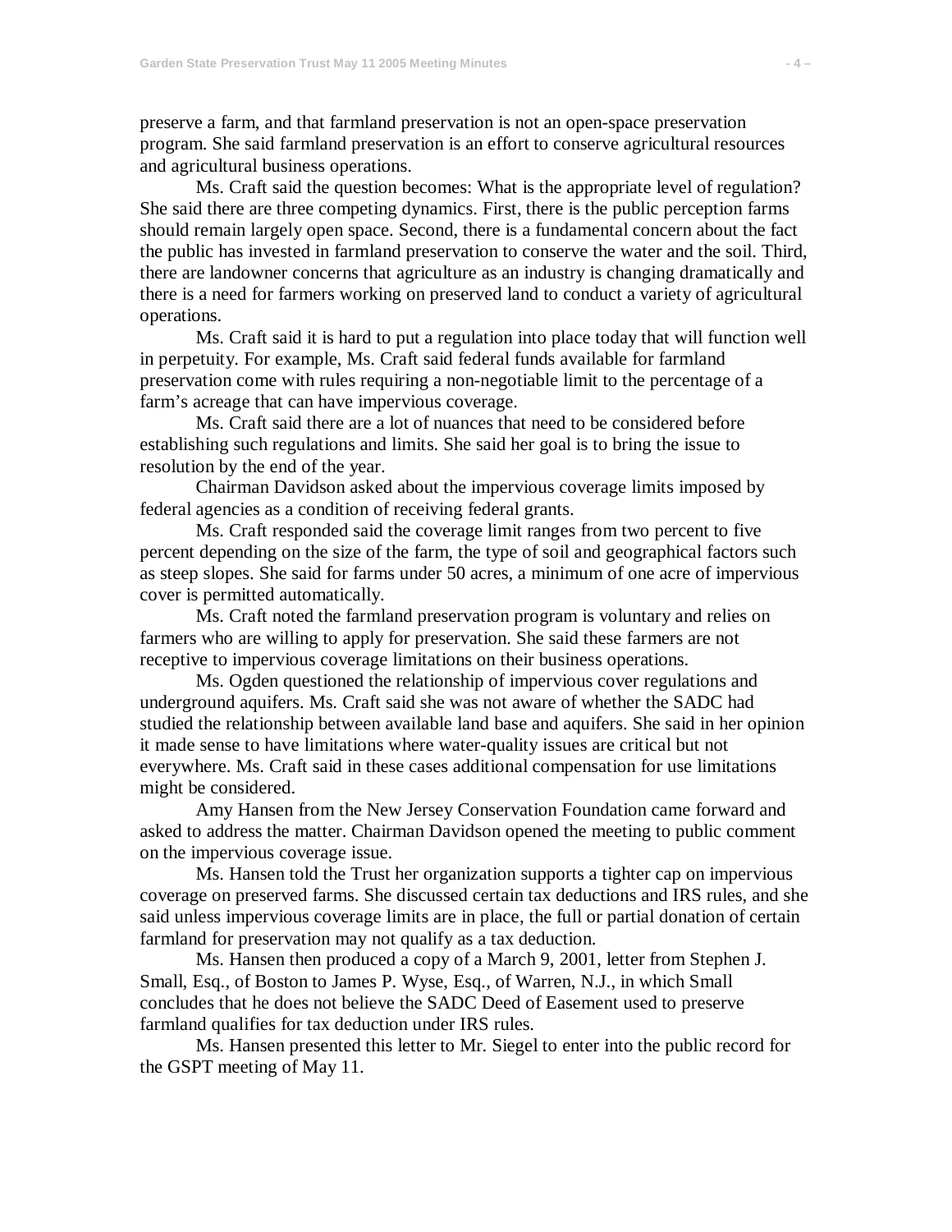preserve a farm, and that farmland preservation is not an open-space preservation program. She said farmland preservation is an effort to conserve agricultural resources and agricultural business operations.

Ms. Craft said the question becomes: What is the appropriate level of regulation? She said there are three competing dynamics. First, there is the public perception farms should remain largely open space. Second, there is a fundamental concern about the fact the public has invested in farmland preservation to conserve the water and the soil. Third, there are landowner concerns that agriculture as an industry is changing dramatically and there is a need for farmers working on preserved land to conduct a variety of agricultural operations.

Ms. Craft said it is hard to put a regulation into place today that will function well in perpetuity. For example, Ms. Craft said federal funds available for farmland preservation come with rules requiring a non-negotiable limit to the percentage of a farm's acreage that can have impervious coverage.

Ms. Craft said there are a lot of nuances that need to be considered before establishing such regulations and limits. She said her goal is to bring the issue to resolution by the end of the year.

Chairman Davidson asked about the impervious coverage limits imposed by federal agencies as a condition of receiving federal grants.

Ms. Craft responded said the coverage limit ranges from two percent to five percent depending on the size of the farm, the type of soil and geographical factors such as steep slopes. She said for farms under 50 acres, a minimum of one acre of impervious cover is permitted automatically.

Ms. Craft noted the farmland preservation program is voluntary and relies on farmers who are willing to apply for preservation. She said these farmers are not receptive to impervious coverage limitations on their business operations.

Ms. Ogden questioned the relationship of impervious cover regulations and underground aquifers. Ms. Craft said she was not aware of whether the SADC had studied the relationship between available land base and aquifers. She said in her opinion it made sense to have limitations where water-quality issues are critical but not everywhere. Ms. Craft said in these cases additional compensation for use limitations might be considered.

Amy Hansen from the New Jersey Conservation Foundation came forward and asked to address the matter. Chairman Davidson opened the meeting to public comment on the impervious coverage issue.

Ms. Hansen told the Trust her organization supports a tighter cap on impervious coverage on preserved farms. She discussed certain tax deductions and IRS rules, and she said unless impervious coverage limits are in place, the full or partial donation of certain farmland for preservation may not qualify as a tax deduction.

Ms. Hansen then produced a copy of a March 9, 2001, letter from Stephen J. Small, Esq., of Boston to James P. Wyse, Esq., of Warren, N.J., in which Small concludes that he does not believe the SADC Deed of Easement used to preserve farmland qualifies for tax deduction under IRS rules.

Ms. Hansen presented this letter to Mr. Siegel to enter into the public record for the GSPT meeting of May 11.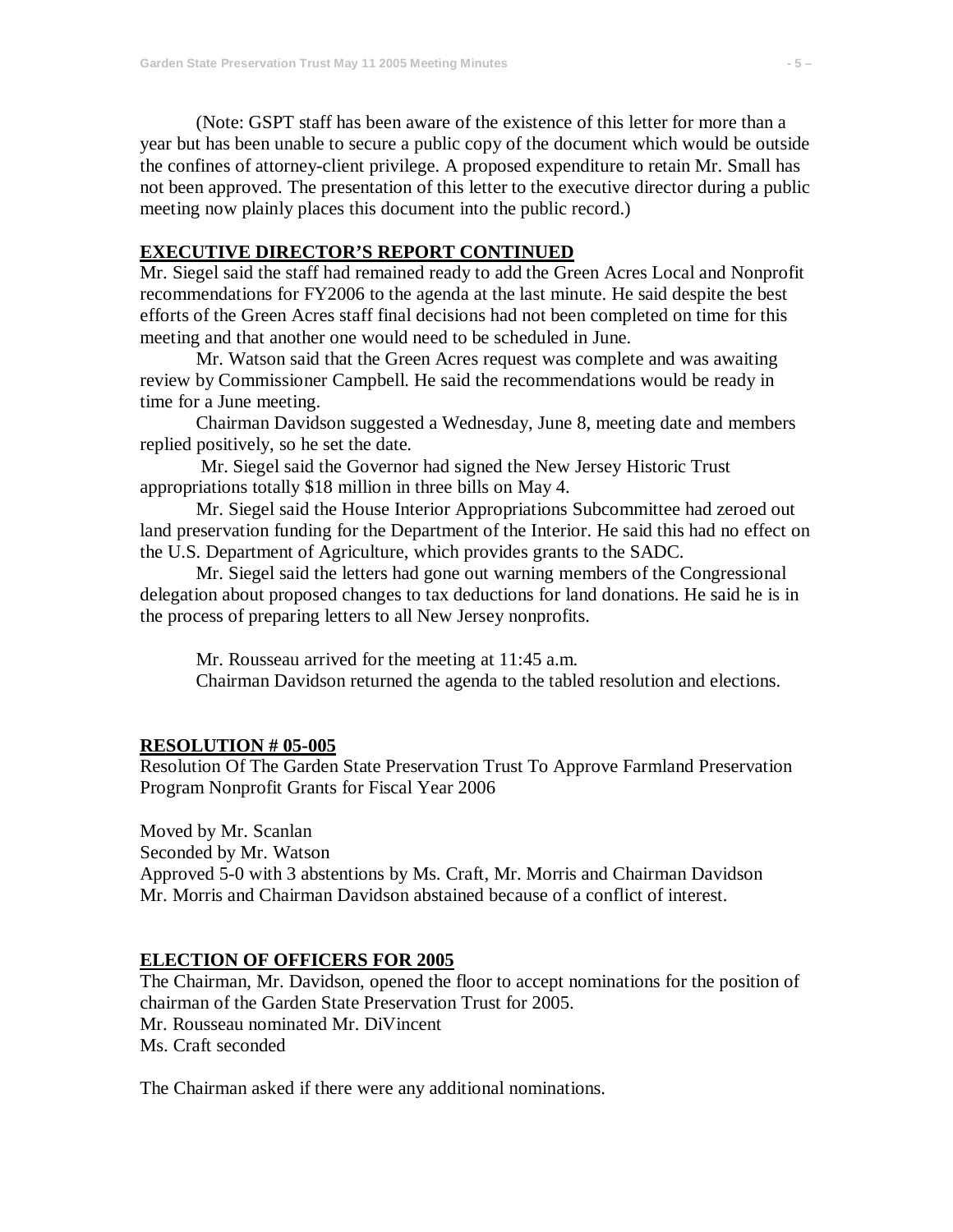(Note: GSPT staff has been aware of the existence of this letter for more than a year but has been unable to secure a public copy of the document which would be outside the confines of attorney-client privilege. A proposed expenditure to retain Mr. Small has not been approved. The presentation of this letter to the executive director during a public meeting now plainly places this document into the public record.)

**EXECUTIVE DIRECTOR'S REPORT CONTINUED**

Mr. Siegel said the staff had remained ready to add the Green Acres Local and Nonprofit recommendations for FY2006 to the agenda at the last minute. He said despite the best efforts of the Green Acres staff final decisions had not been completed on time for this meeting and that another one would need to be scheduled in June.

Mr. Watson said that the Green Acres request was complete and was awaiting review by Commissioner Campbell. He said the recommendations would be ready in time for a June meeting.

Chairman Davidson suggested a Wednesday, June 8, meeting date and members replied positively, so he set the date.

Mr. Siegel said the Governor had signed the New Jersey Historic Trust appropriations totally $18 million in three bills on May 4.

Mr. Siegel said the House Interior Appropriations Subcommittee had zeroed out land preservation funding for the Department of the Interior. He said this had no effect on the U.S. Department of Agriculture, which provides grants to the SADC.

Mr. Siegel said the letters had gone out warning members of the Congressional delegation about proposed changes to tax deductions for land donations. He said he is in the process of preparing letters to all New Jersey nonprofits.

Mr. Rousseau arrived for the meeting at 11:45 a.m.

Chairman Davidson returned the agenda to the tabled resolution and elections.

**RESOLUTION # 05-005**

Resolution Of The Garden State Preservation Trust To Approve Farmland Preservation Program Nonprofit Grants for Fiscal Year 2006

Moved by Mr. Scanlan
Seconded by Mr. Watson
Approved 5-0 with 3 abstentions by Ms. Craft, Mr. Morris and Chairman Davidson
Mr. Morris and Chairman Davidson abstained because of a conflict of interest.

**ELECTION OF OFFICERS FOR 2005**

The Chairman, Mr. Davidson, opened the floor to accept nominations for the position of chairman of the Garden State Preservation Trust for 2005.
Mr. Rousseau nominated Mr. DiVincent
Ms. Craft seconded

The Chairman asked if there were any additional nominations.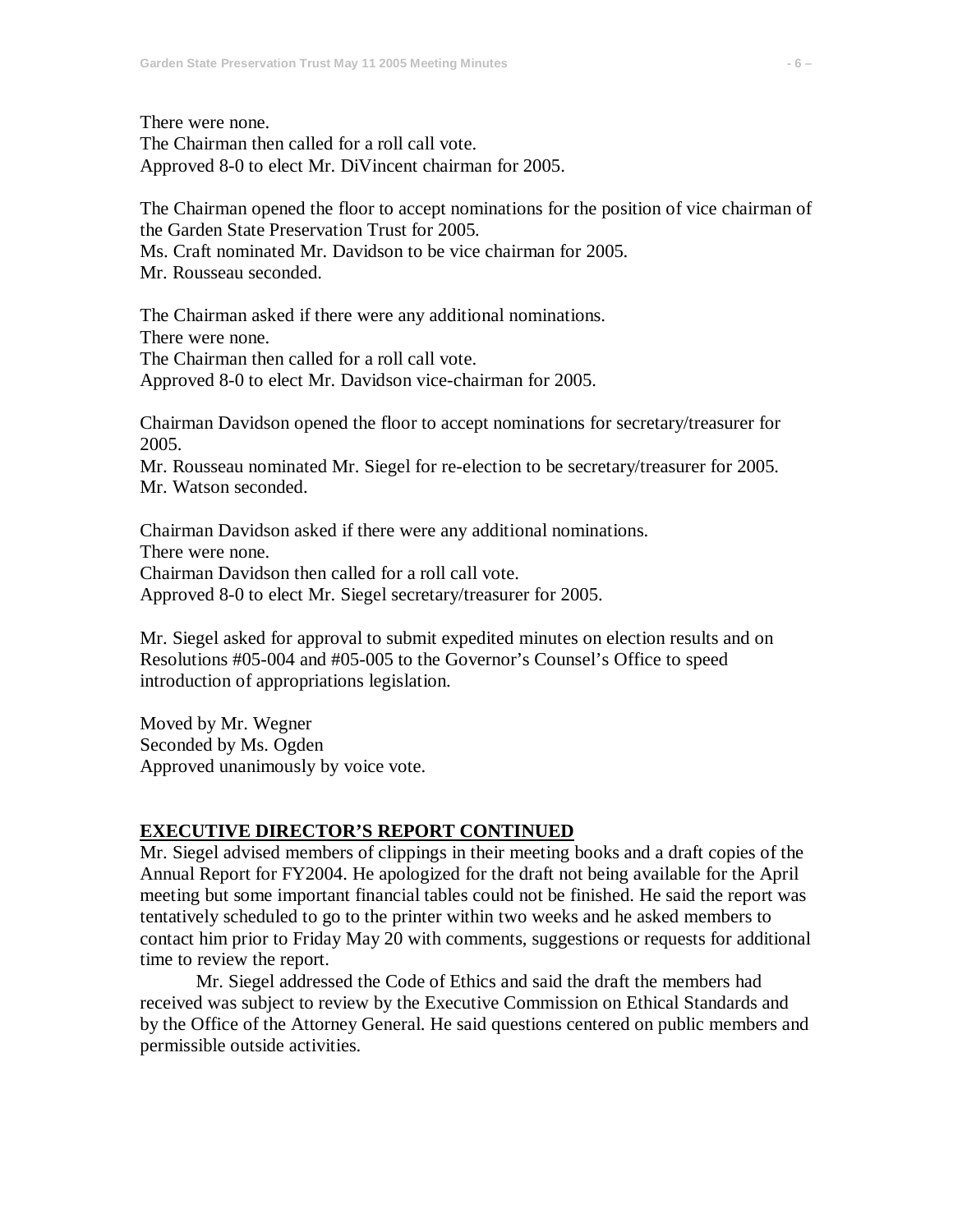There were none.
The Chairman then called for a roll call vote.
Approved 8-0 to elect Mr. DiVincent chairman for 2005.

The Chairman opened the floor to accept nominations for the position of vice chairman of the Garden State Preservation Trust for 2005.
Ms. Craft nominated Mr. Davidson to be vice chairman for 2005.
Mr. Rousseau seconded.

The Chairman asked if there were any additional nominations.
There were none.
The Chairman then called for a roll call vote.
Approved 8-0 to elect Mr. Davidson vice-chairman for 2005.

Chairman Davidson opened the floor to accept nominations for secretary/treasurer for 2005.
Mr. Rousseau nominated Mr. Siegel for re-election to be secretary/treasurer for 2005.
Mr. Watson seconded.

Chairman Davidson asked if there were any additional nominations.
There were none.
Chairman Davidson then called for a roll call vote.
Approved 8-0 to elect Mr. Siegel secretary/treasurer for 2005.

Mr. Siegel asked for approval to submit expedited minutes on election results and on Resolutions #05-004 and #05-005 to the Governor's Counsel's Office to speed introduction of appropriations legislation.

Moved by Mr. Wegner
Seconded by Ms. Ogden
Approved unanimously by voice vote.

**EXECUTIVE DIRECTOR'S REPORT CONTINUED**

Mr. Siegel advised members of clippings in their meeting books and a draft copies of the Annual Report for FY2004. He apologized for the draft not being available for the April meeting but some important financial tables could not be finished. He said the report was tentatively scheduled to go to the printer within two weeks and he asked members to contact him prior to Friday May 20 with comments, suggestions or requests for additional time to review the report.

Mr. Siegel addressed the Code of Ethics and said the draft the members had received was subject to review by the Executive Commission on Ethical Standards and by the Office of the Attorney General. He said questions centered on public members and permissible outside activities.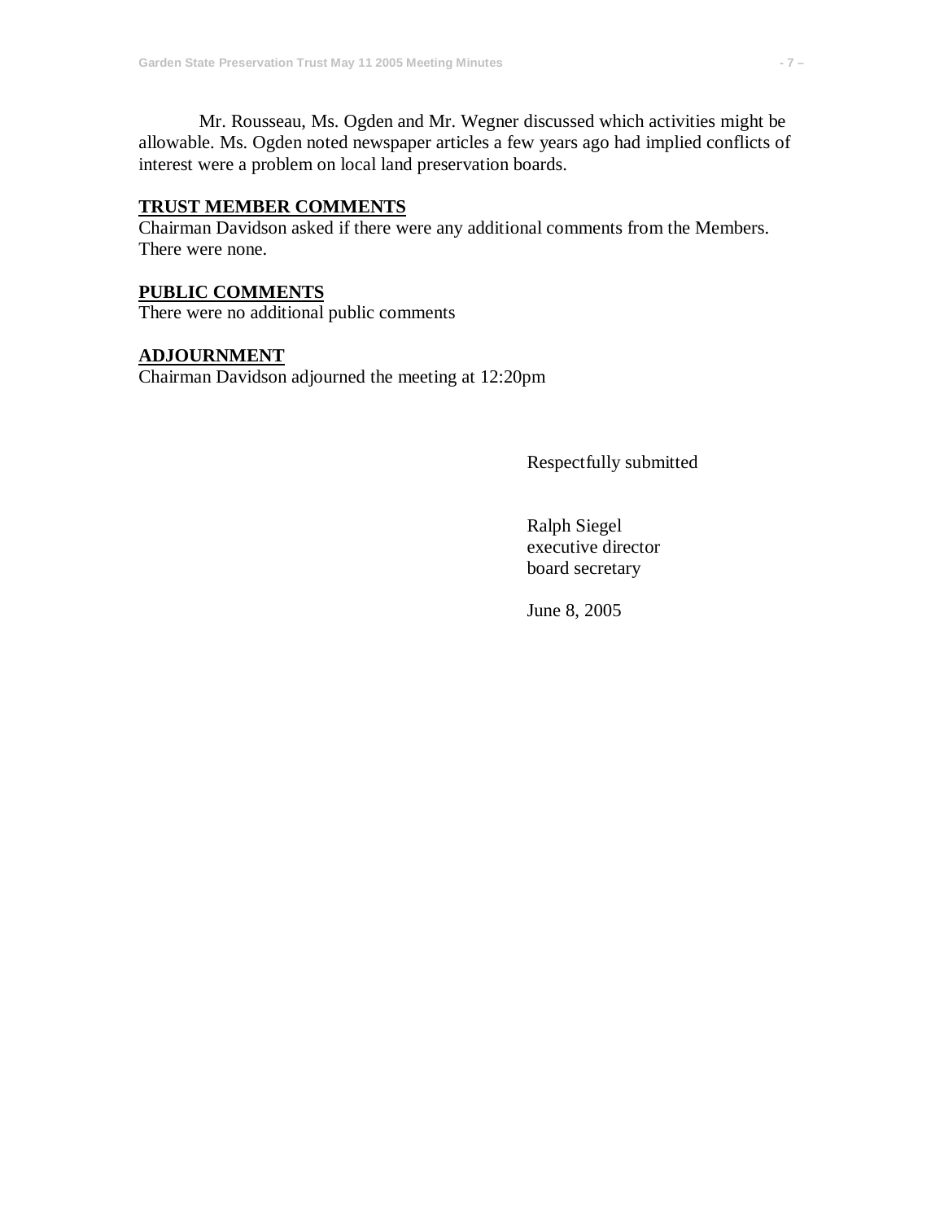Mr. Rousseau, Ms. Ogden and Mr. Wegner discussed which activities might be allowable. Ms. Ogden noted newspaper articles a few years ago had implied conflicts of interest were a problem on local land preservation boards.

**TRUST MEMBER COMMENTS**

Chairman Davidson asked if there were any additional comments from the Members. There were none.

**PUBLIC COMMENTS**

There were no additional public comments

**ADJOURNMENT**

Chairman Davidson adjourned the meeting at 12:20pm

Respectfully submitted

Ralph Siegel
executive director
board secretary

June 8, 2005